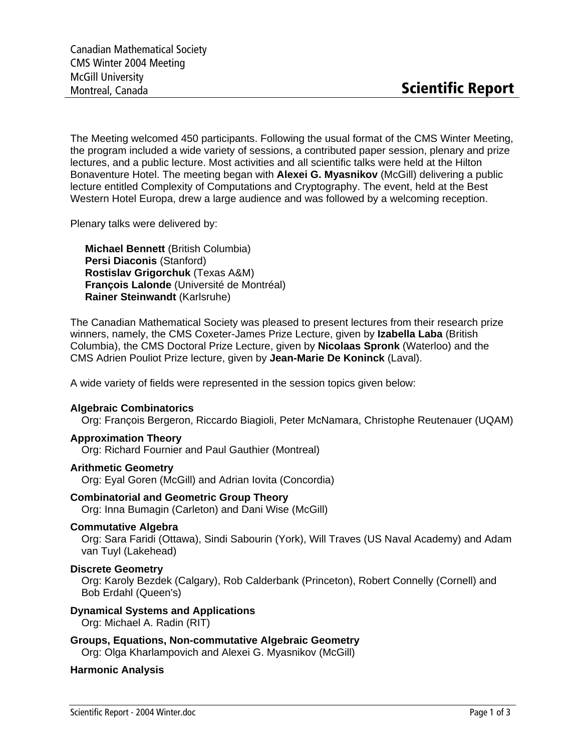Canadian Mathematical Society
CMS Winter 2004 Meeting
McGill University
Montreal, Canada

# Scientific Report

The Meeting welcomed 450 participants. Following the usual format of the CMS Winter Meeting, the program included a wide variety of sessions, a contributed paper session, plenary and prize lectures, and a public lecture. Most activities and all scientific talks were held at the Hilton Bonaventure Hotel. The meeting began with **Alexei G. Myasnikov** (McGill) delivering a public lecture entitled Complexity of Computations and Cryptography. The event, held at the Best Western Hotel Europa, drew a large audience and was followed by a welcoming reception.

Plenary talks were delivered by:

**Michael Bennett** (British Columbia)
**Persi Diaconis** (Stanford)
**Rostislav Grigorchuk** (Texas A&M)
**François Lalonde** (Université de Montréal)
**Rainer Steinwandt** (Karlsruhe)

The Canadian Mathematical Society was pleased to present lectures from their research prize winners, namely, the CMS Coxeter-James Prize Lecture, given by **Izabella Laba** (British Columbia), the CMS Doctoral Prize Lecture, given by **Nicolaas Spronk** (Waterloo) and the CMS Adrien Pouliot Prize lecture, given by **Jean-Marie De Koninck** (Laval).

A wide variety of fields were represented in the session topics given below:

**Algebraic Combinatorics**
Org: François Bergeron, Riccardo Biagioli, Peter McNamara, Christophe Reutenauer (UQAM)

**Approximation Theory**
Org: Richard Fournier and Paul Gauthier (Montreal)

**Arithmetic Geometry**
Org: Eyal Goren (McGill) and Adrian Iovita (Concordia)

**Combinatorial and Geometric Group Theory**
Org: Inna Bumagin (Carleton) and Dani Wise (McGill)

**Commutative Algebra**
Org: Sara Faridi (Ottawa), Sindi Sabourin (York), Will Traves (US Naval Academy) and Adam van Tuyl (Lakehead)

**Discrete Geometry**
Org: Karoly Bezdek (Calgary), Rob Calderbank (Princeton), Robert Connelly (Cornell) and Bob Erdahl (Queen's)

**Dynamical Systems and Applications**
Org: Michael A. Radin (RIT)

**Groups, Equations, Non-commutative Algebraic Geometry**
Org: Olga Kharlampovich and Alexei G. Myasnikov (McGill)

**Harmonic Analysis**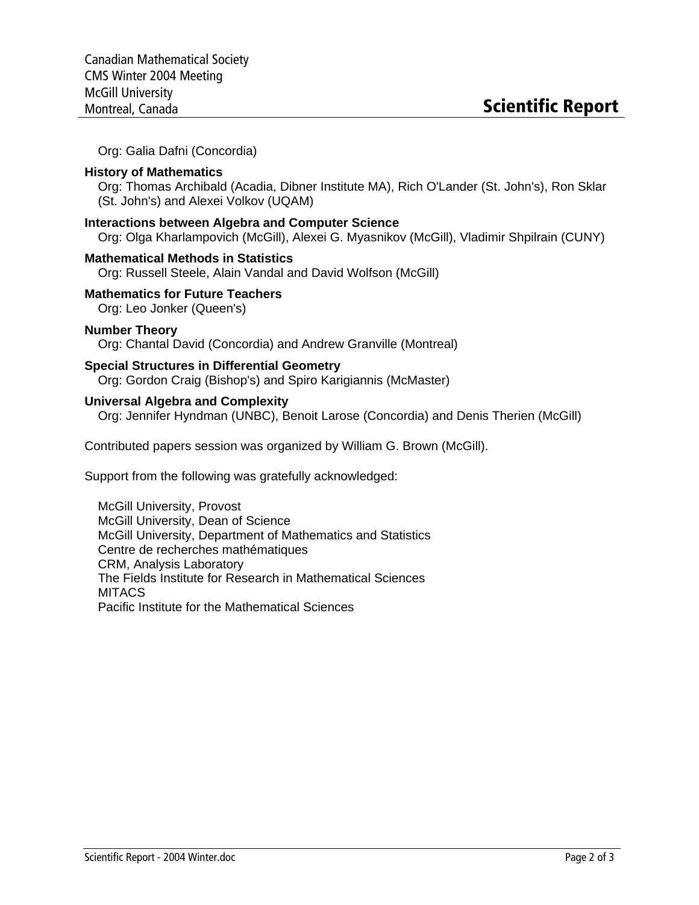Org: Galia Dafni (Concordia)

**History of Mathematics**
Org: Thomas Archibald (Acadia, Dibner Institute MA), Rich O'Lander (St. John's), Ron Sklar (St. John's) and Alexei Volkov (UQAM)

**Interactions between Algebra and Computer Science**
Org: Olga Kharlampovich (McGill), Alexei G. Myasnikov (McGill), Vladimir Shpilrain (CUNY)

**Mathematical Methods in Statistics**
Org: Russell Steele, Alain Vandal and David Wolfson (McGill)

**Mathematics for Future Teachers**
Org: Leo Jonker (Queen's)

**Number Theory**
Org: Chantal David (Concordia) and Andrew Granville (Montreal)

**Special Structures in Differential Geometry**
Org: Gordon Craig (Bishop's) and Spiro Karigiannis (McMaster)

**Universal Algebra and Complexity**
Org: Jennifer Hyndman (UNBC), Benoit Larose (Concordia) and Denis Therien (McGill)

Contributed papers session was organized by William G. Brown (McGill).

Support from the following was gratefully acknowledged:

McGill University, Provost
McGill University, Dean of Science
McGill University, Department of Mathematics and Statistics
Centre de recherches mathématiques
CRM, Analysis Laboratory
The Fields Institute for Research in Mathematical Sciences
MITACS
Pacific Institute for the Mathematical Sciences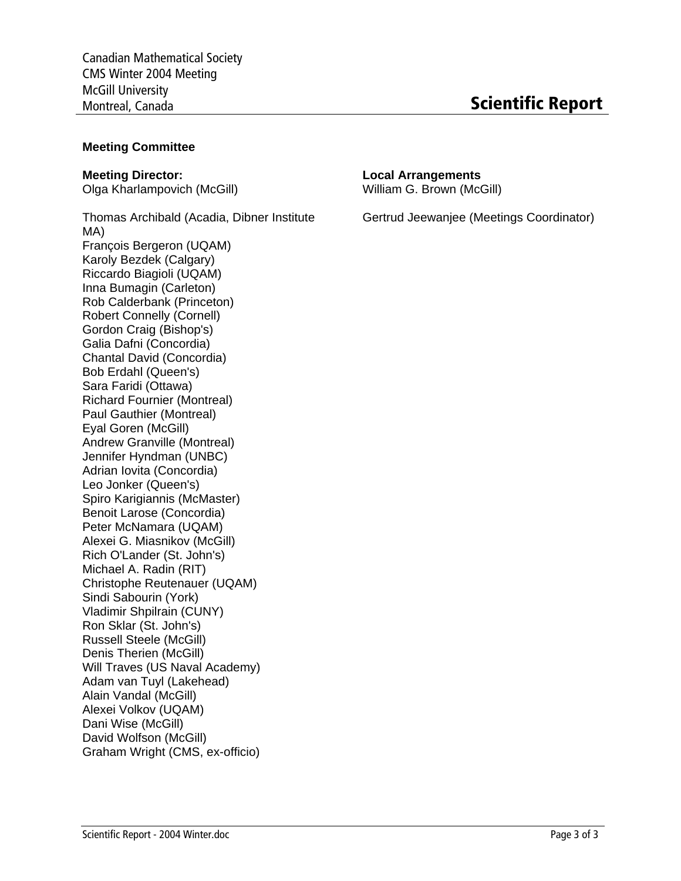**Meeting Committee**

**Meeting Director:**
Olga Kharlampovich (McGill)

Thomas Archibald (Acadia, Dibner Institute MA)
François Bergeron (UQAM)
Karoly Bezdek (Calgary)
Riccardo Biagioli (UQAM)
Inna Bumagin (Carleton)
Rob Calderbank (Princeton)
Robert Connelly (Cornell)
Gordon Craig (Bishop's)
Galia Dafni (Concordia)
Chantal David (Concordia)
Bob Erdahl (Queen's)
Sara Faridi (Ottawa)
Richard Fournier (Montreal)
Paul Gauthier (Montreal)
Eyal Goren (McGill)
Andrew Granville (Montreal)
Jennifer Hyndman (UNBC)
Adrian Iovita (Concordia)
Leo Jonker (Queen's)
Spiro Karigiannis (McMaster)
Benoit Larose (Concordia)
Peter McNamara (UQAM)
Alexei G. Miasnikov (McGill)
Rich O'Lander (St. John's)
Michael A. Radin (RIT)
Christophe Reutenauer (UQAM)
Sindi Sabourin (York)
Vladimir Shpilrain (CUNY)
Ron Sklar (St. John's)
Russell Steele (McGill)
Denis Therien (McGill)
Will Traves (US Naval Academy)
Adam van Tuyl (Lakehead)
Alain Vandal (McGill)
Alexei Volkov (UQAM)
Dani Wise (McGill)
David Wolfson (McGill)
Graham Wright (CMS, ex-officio)

**Local Arrangements**
William G. Brown (McGill)

Gertrud Jeewanjee (Meetings Coordinator)